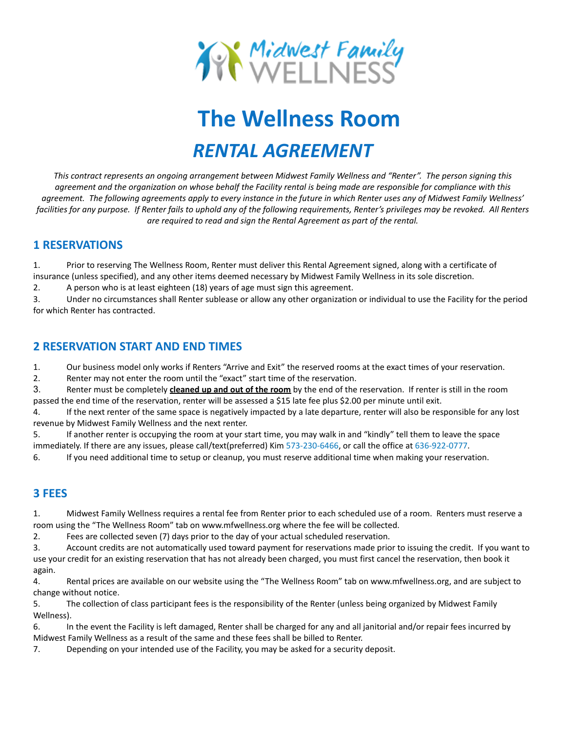# The Wellness Room

## *RENTAL AGREEMENT*

*This contract represents an ongoing arrangement between Midwest Family Wellness and "Renter". The person signing this agreement and the organization on whose behalf the Facility rental is being made are responsible for compliance with this agreement. The following agreements apply to every instance in the future in which Renter uses any of Midwest Family Wellness' facilities for any purpose. If Renter fails to uphold any of the following requirements, Renter's privileges may be revoked. All Renters are required to read and sign the Rental Agreement as part of the rental.*

## 1 RESERVATIONS

1. Prior to reserving The Wellness Room, Renter must deliver this Rental Agreement signed, along with a certificate of insurance (unless specified), and any other items deemed necessary by Midwest Family Wellness in its sole discretion.
2. A person who is at least eighteen (18) years of age must sign this agreement.
3. Under no circumstances shall Renter sublease or allow any other organization or individual to use the Facility for the period for which Renter has contracted.

## 2 RESERVATION START AND END TIMES

1. Our business model only works if Renters "Arrive and Exit" the reserved rooms at the exact times of your reservation.
2. Renter may not enter the room until the "exact" start time of the reservation.
3. Renter must be completely **cleaned up and out of the room** by the end of the reservation. If renter is still in the room passed the end time of the reservation, renter will be assessed a $15 late fee plus $2.00 per minute until exit.
4. If the next renter of the same space is negatively impacted by a late departure, renter will also be responsible for any lost revenue by Midwest Family Wellness and the next renter.
5. If another renter is occupying the room at your start time, you may walk in and "kindly" tell them to leave the space immediately. If there are any issues, please call/text(preferred) Kim 573-230-6466, or call the office at 636-922-0777.
6. If you need additional time to setup or cleanup, you must reserve additional time when making your reservation.

## 3 FEES

1. Midwest Family Wellness requires a rental fee from Renter prior to each scheduled use of a room. Renters must reserve a room using the "The Wellness Room" tab on www.mfwellness.org where the fee will be collected.
2. Fees are collected seven (7) days prior to the day of your actual scheduled reservation.
3. Account credits are not automatically used toward payment for reservations made prior to issuing the credit. If you want to use your credit for an existing reservation that has not already been charged, you must first cancel the reservation, then book it again.
4. Rental prices are available on our website using the "The Wellness Room" tab on www.mfwellness.org, and are subject to change without notice.
5. The collection of class participant fees is the responsibility of the Renter (unless being organized by Midwest Family Wellness).
6. In the event the Facility is left damaged, Renter shall be charged for any and all janitorial and/or repair fees incurred by Midwest Family Wellness as a result of the same and these fees shall be billed to Renter.
7. Depending on your intended use of the Facility, you may be asked for a security deposit.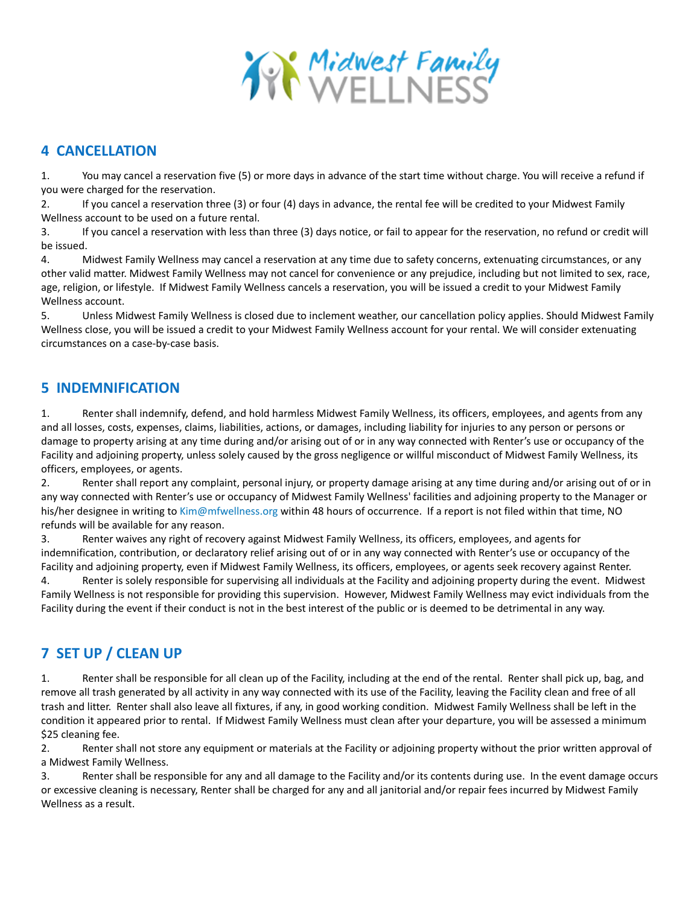## 4 CANCELLATION

1. You may cancel a reservation five (5) or more days in advance of the start time without charge. You will receive a refund if you were charged for the reservation.
2. If you cancel a reservation three (3) or four (4) days in advance, the rental fee will be credited to your Midwest Family Wellness account to be used on a future rental.
3. If you cancel a reservation with less than three (3) days notice, or fail to appear for the reservation, no refund or credit will be issued.
4. Midwest Family Wellness may cancel a reservation at any time due to safety concerns, extenuating circumstances, or any other valid matter. Midwest Family Wellness may not cancel for convenience or any prejudice, including but not limited to sex, race, age, religion, or lifestyle. If Midwest Family Wellness cancels a reservation, you will be issued a credit to your Midwest Family Wellness account.
5. Unless Midwest Family Wellness is closed due to inclement weather, our cancellation policy applies. Should Midwest Family Wellness close, you will be issued a credit to your Midwest Family Wellness account for your rental. We will consider extenuating circumstances on a case-by-case basis.

## 5 INDEMNIFICATION

1. Renter shall indemnify, defend, and hold harmless Midwest Family Wellness, its officers, employees, and agents from any and all losses, costs, expenses, claims, liabilities, actions, or damages, including liability for injuries to any person or persons or damage to property arising at any time during and/or arising out of or in any way connected with Renter's use or occupancy of the Facility and adjoining property, unless solely caused by the gross negligence or willful misconduct of Midwest Family Wellness, its officers, employees, or agents.
2. Renter shall report any complaint, personal injury, or property damage arising at any time during and/or arising out of or in any way connected with Renter's use or occupancy of Midwest Family Wellness' facilities and adjoining property to the Manager or his/her designee in writing to Kim@mfwellness.org within 48 hours of occurrence. If a report is not filed within that time, NO refunds will be available for any reason.
3. Renter waives any right of recovery against Midwest Family Wellness, its officers, employees, and agents for indemnification, contribution, or declaratory relief arising out of or in any way connected with Renter's use or occupancy of the Facility and adjoining property, even if Midwest Family Wellness, its officers, employees, or agents seek recovery against Renter.
4. Renter is solely responsible for supervising all individuals at the Facility and adjoining property during the event. Midwest Family Wellness is not responsible for providing this supervision. However, Midwest Family Wellness may evict individuals from the Facility during the event if their conduct is not in the best interest of the public or is deemed to be detrimental in any way.

## 7 SET UP / CLEAN UP

1. Renter shall be responsible for all clean up of the Facility, including at the end of the rental. Renter shall pick up, bag, and remove all trash generated by all activity in any way connected with its use of the Facility, leaving the Facility clean and free of all trash and litter. Renter shall also leave all fixtures, if any, in good working condition. Midwest Family Wellness shall be left in the condition it appeared prior to rental. If Midwest Family Wellness must clean after your departure, you will be assessed a minimum $25 cleaning fee.
2. Renter shall not store any equipment or materials at the Facility or adjoining property without the prior written approval of a Midwest Family Wellness.
3. Renter shall be responsible for any and all damage to the Facility and/or its contents during use. In the event damage occurs or excessive cleaning is necessary, Renter shall be charged for any and all janitorial and/or repair fees incurred by Midwest Family Wellness as a result.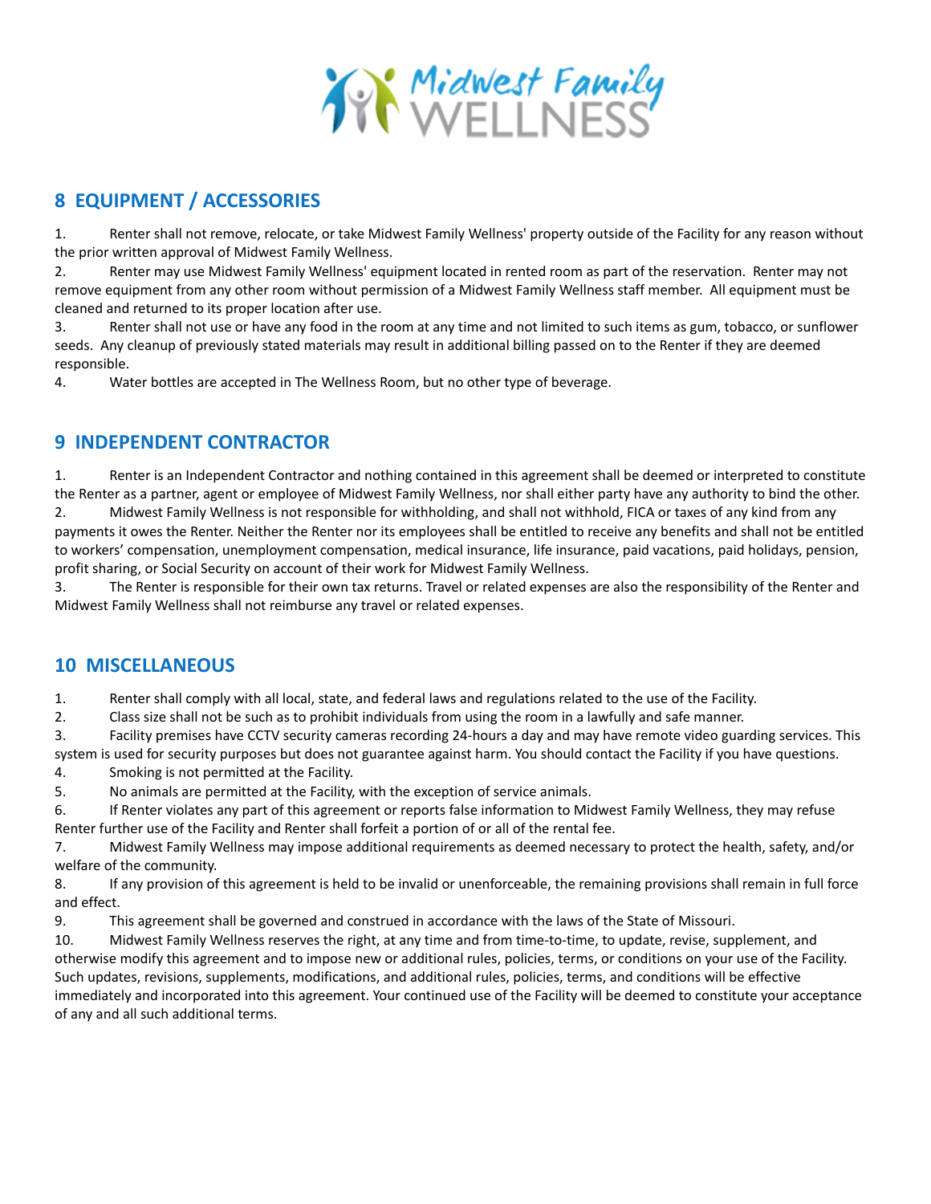## 8 EQUIPMENT / ACCESSORIES

1. Renter shall not remove, relocate, or take Midwest Family Wellness' property outside of the Facility for any reason without the prior written approval of Midwest Family Wellness.
2. Renter may use Midwest Family Wellness' equipment located in rented room as part of the reservation. Renter may not remove equipment from any other room without permission of a Midwest Family Wellness staff member. All equipment must be cleaned and returned to its proper location after use.
3. Renter shall not use or have any food in the room at any time and not limited to such items as gum, tobacco, or sunflower seeds. Any cleanup of previously stated materials may result in additional billing passed on to the Renter if they are deemed responsible.
4. Water bottles are accepted in The Wellness Room, but no other type of beverage.

## 9 INDEPENDENT CONTRACTOR

1. Renter is an Independent Contractor and nothing contained in this agreement shall be deemed or interpreted to constitute the Renter as a partner, agent or employee of Midwest Family Wellness, nor shall either party have any authority to bind the other.
2. Midwest Family Wellness is not responsible for withholding, and shall not withhold, FICA or taxes of any kind from any payments it owes the Renter. Neither the Renter nor its employees shall be entitled to receive any benefits and shall not be entitled to workers' compensation, unemployment compensation, medical insurance, life insurance, paid vacations, paid holidays, pension, profit sharing, or Social Security on account of their work for Midwest Family Wellness.
3. The Renter is responsible for their own tax returns. Travel or related expenses are also the responsibility of the Renter and Midwest Family Wellness shall not reimburse any travel or related expenses.

## 10 MISCELLANEOUS

1. Renter shall comply with all local, state, and federal laws and regulations related to the use of the Facility.
2. Class size shall not be such as to prohibit individuals from using the room in a lawfully and safe manner.
3. Facility premises have CCTV security cameras recording 24-hours a day and may have remote video guarding services. This system is used for security purposes but does not guarantee against harm. You should contact the Facility if you have questions.
4. Smoking is not permitted at the Facility.
5. No animals are permitted at the Facility, with the exception of service animals.
6. If Renter violates any part of this agreement or reports false information to Midwest Family Wellness, they may refuse Renter further use of the Facility and Renter shall forfeit a portion of or all of the rental fee.
7. Midwest Family Wellness may impose additional requirements as deemed necessary to protect the health, safety, and/or welfare of the community.
8. If any provision of this agreement is held to be invalid or unenforceable, the remaining provisions shall remain in full force and effect.
9. This agreement shall be governed and construed in accordance with the laws of the State of Missouri.
10. Midwest Family Wellness reserves the right, at any time and from time-to-time, to update, revise, supplement, and otherwise modify this agreement and to impose new or additional rules, policies, terms, or conditions on your use of the Facility. Such updates, revisions, supplements, modifications, and additional rules, policies, terms, and conditions will be effective immediately and incorporated into this agreement. Your continued use of the Facility will be deemed to constitute your acceptance of any and all such additional terms.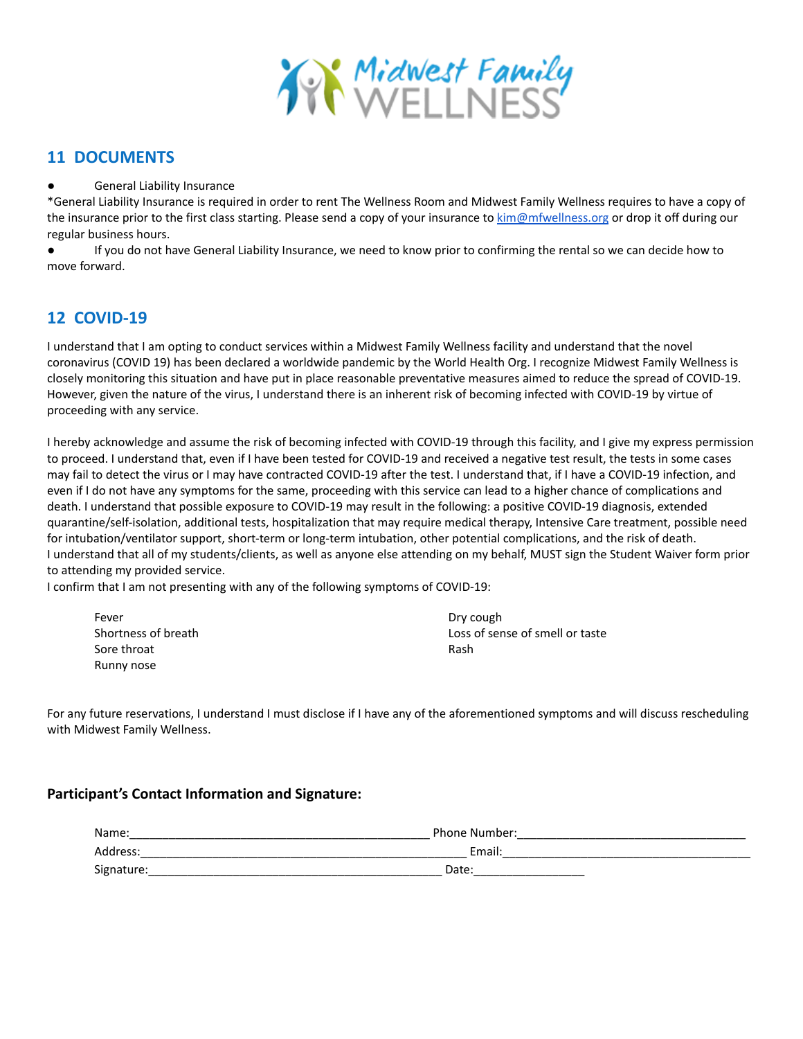Midwest Family WELLNESS

## 11 DOCUMENTS

- General Liability Insurance

*General Liability Insurance is required in order to rent The Wellness Room and Midwest Family Wellness requires to have a copy of the insurance prior to the first class starting. Please send a copy of your insurance to kim@mfwellness.org or drop it off during our regular business hours.

- If you do not have General Liability Insurance, we need to know prior to confirming the rental so we can decide how to move forward.

## 12 COVID-19

I understand that I am opting to conduct services within a Midwest Family Wellness facility and understand that the novel coronavirus (COVID 19) has been declared a worldwide pandemic by the World Health Org. I recognize Midwest Family Wellness is closely monitoring this situation and have put in place reasonable preventative measures aimed to reduce the spread of COVID-19. However, given the nature of the virus, I understand there is an inherent risk of becoming infected with COVID-19 by virtue of proceeding with any service.

I hereby acknowledge and assume the risk of becoming infected with COVID-19 through this facility, and I give my express permission to proceed. I understand that, even if I have been tested for COVID-19 and received a negative test result, the tests in some cases may fail to detect the virus or I may have contracted COVID-19 after the test. I understand that, if I have a COVID-19 infection, and even if I do not have any symptoms for the same, proceeding with this service can lead to a higher chance of complications and death. I understand that possible exposure to COVID-19 may result in the following: a positive COVID-19 diagnosis, extended quarantine/self-isolation, additional tests, hospitalization that may require medical therapy, Intensive Care treatment, possible need for intubation/ventilator support, short-term or long-term intubation, other potential complications, and the risk of death.
I understand that all of my students/clients, as well as anyone else attending on my behalf, MUST sign the Student Waiver form prior to attending my provided service.
I confirm that I am not presenting with any of the following symptoms of COVID-19:

Fever
Shortness of breath
Sore throat
Runny nose
Dry cough
Loss of sense of smell or taste
Rash

For any future reservations, I understand I must disclose if I have any of the aforementioned symptoms and will discuss rescheduling with Midwest Family Wellness.

### Participant's Contact Information and Signature:

Name:_______________________________________________ Phone Number:___________________________________

Address:___________________________________________________ Email:______________________________________

Signature:_______________________________________________ Date:________________